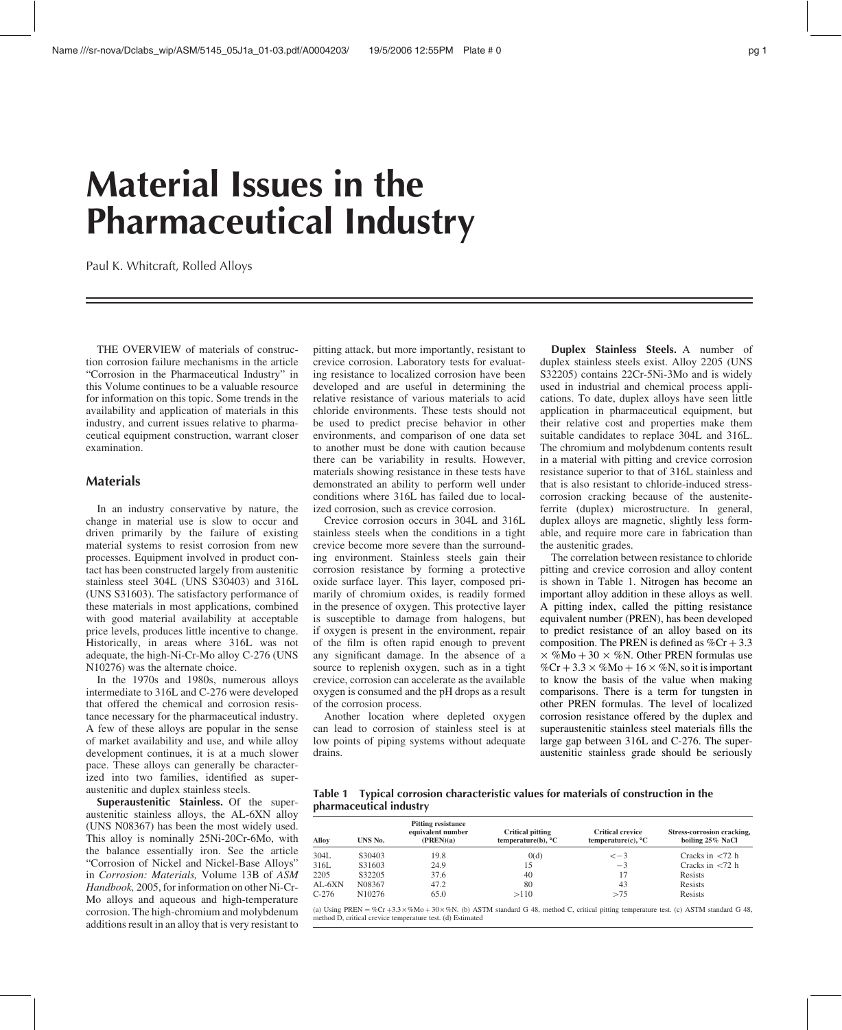# Material Issues in the Pharmaceutical Industry

Paul K. Whitcraft, Rolled Alloys

THE OVERVIEW of materials of construction corrosion failure mechanisms in the article "Corrosion in the Pharmaceutical Industry" in this Volume continues to be a valuable resource for information on this topic. Some trends in the availability and application of materials in this industry, and current issues relative to pharmaceutical equipment construction, warrant closer examination.

## Materials

In an industry conservative by nature, the change in material use is slow to occur and driven primarily by the failure of existing material systems to resist corrosion from new processes. Equipment involved in product contact has been constructed largely from austenitic stainless steel 304L (UNS S30403) and 316L (UNS S31603). The satisfactory performance of these materials in most applications, combined with good material availability at acceptable price levels, produces little incentive to change. Historically, in areas where 316L was not adequate, the high-Ni-Cr-Mo alloy C-276 (UNS N10276) was the alternate choice.

In the 1970s and 1980s, numerous alloys intermediate to 316L and C-276 were developed that offered the chemical and corrosion resistance necessary for the pharmaceutical industry. A few of these alloys are popular in the sense of market availability and use, and while alloy development continues, it is at a much slower pace. These alloys can generally be characterized into two families, identified as superaustenitic and duplex stainless steels.

**Superaustenitic Stainless.** Of the superaustenitic stainless alloys, the AL-6XN alloy (UNS N08367) has been the most widely used. This alloy is nominally 25Ni-20Cr-6Mo, with the balance essentially iron. See the article "Corrosion of Nickel and Nickel-Base Alloys" in *Corrosion: Materials,* Volume 13B of *ASM Handbook,* 2005, for information on other Ni-Cr-Mo alloys and aqueous and high-temperature corrosion. The high-chromium and molybdenum additions result in an alloy that is very resistant to pitting attack, but more importantly, resistant to crevice corrosion. Laboratory tests for evaluating resistance to localized corrosion have been developed and are useful in determining the relative resistance of various materials to acid chloride environments. These tests should not be used to predict precise behavior in other environments, and comparison of one data set to another must be done with caution because there can be variability in results. However, materials showing resistance in these tests have demonstrated an ability to perform well under conditions where 316L has failed due to localized corrosion, such as crevice corrosion.

Crevice corrosion occurs in 304L and 316L stainless steels when the conditions in a tight crevice become more severe than the surrounding environment. Stainless steels gain their corrosion resistance by forming a protective oxide surface layer. This layer, composed primarily of chromium oxides, is readily formed in the presence of oxygen. This protective layer is susceptible to damage from halogens, but if oxygen is present in the environment, repair of the film is often rapid enough to prevent any significant damage. In the absence of a source to replenish oxygen, such as in a tight crevice, corrosion can accelerate as the available oxygen is consumed and the pH drops as a result of the corrosion process.

Another location where depleted oxygen can lead to corrosion of stainless steel is at low points of piping systems without adequate drains.

**Duplex Stainless Steels.** A number of duplex stainless steels exist. Alloy 2205 (UNS S32205) contains 22Cr-5Ni-3Mo and is widely used in industrial and chemical process applications. To date, duplex alloys have seen little application in pharmaceutical equipment, but their relative cost and properties make them suitable candidates to replace 304L and 316L. The chromium and molybdenum contents result in a material with pitting and crevice corrosion resistance superior to that of 316L stainless and that is also resistant to chloride-induced stress-corrosion cracking because of the austenite-ferrite (duplex) microstructure. In general, duplex alloys are magnetic, slightly less formable, and require more care in fabrication than the austenitic grades.

The correlation between resistance to chloride pitting and crevice corrosion and alloy content is shown in Table 1. Nitrogen has become an important alloy addition in these alloys as well. A pitting index, called the pitting resistance equivalent number (PREN), has been developed to predict resistance of an alloy based on its composition. The PREN is defined as $\%Cr + 3.3 \times \%Mo + 30 \times \%N$. Other PREN formulas use $\%Cr + 3.3 \times \%Mo + 16 \times \%N$, so it is important to know the basis of the value when making comparisons. There is a term for tungsten in other PREN formulas. The level of localized corrosion resistance offered by the duplex and superaustenitic stainless steel materials fills the large gap between 316L and C-276. The superaustenitic stainless grade should be seriously

**Table 1 Typical corrosion characteristic values for materials of construction in the pharmaceutical industry**

| Alloy | UNS No. | Pitting resistance equivalent number (PREN)(a) | Critical pitting temperature(b), °C | Critical crevice temperature(c), °C | Stress-corrosion cracking, boiling 25% NaCl |
|---|---|---|---|---|---|
| 304L | S30403 | 19.8 | 0(d) | <−3 | Cracks in <72 h |
| 316L | S31603 | 24.9 | 15 | −3 | Cracks in <72 h |
| 2205 | S32205 | 37.6 | 40 | 17 | Resists |
| AL-6XN | N08367 | 47.2 | 80 | 43 | Resists |
| C-276 | N10276 | 65.0 | >110 | >75 | Resists |

(a) Using PREN = $\%Cr + 3.3 \times \%Mo + 30 \times \%N$. (b) ASTM standard G 48, method C, critical pitting temperature test. (c) ASTM standard G 48, method D, critical crevice temperature test. (d) Estimated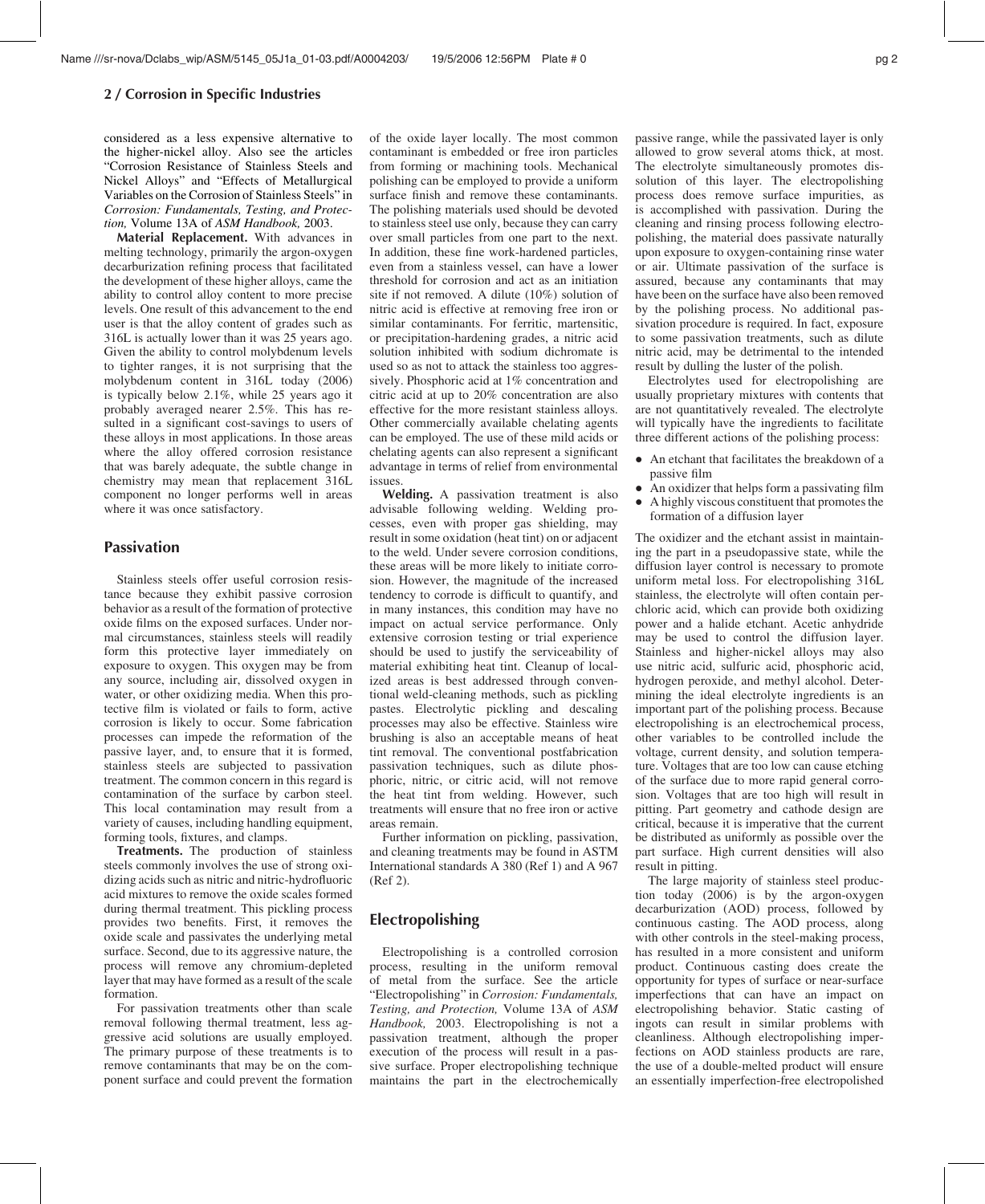considered as a less expensive alternative to the higher-nickel alloy. Also see the articles "Corrosion Resistance of Stainless Steels and Nickel Alloys" and "Effects of Metallurgical Variables on the Corrosion of Stainless Steels" in *Corrosion: Fundamentals, Testing, and Protection,* Volume 13A of *ASM Handbook,* 2003.

**Material Replacement.** With advances in melting technology, primarily the argon-oxygen decarburization refining process that facilitated the development of these higher alloys, came the ability to control alloy content to more precise levels. One result of this advancement to the end user is that the alloy content of grades such as 316L is actually lower than it was 25 years ago. Given the ability to control molybdenum levels to tighter ranges, it is not surprising that the molybdenum content in 316L today (2006) is typically below 2.1%, while 25 years ago it probably averaged nearer 2.5%. This has resulted in a significant cost-savings to users of these alloys in most applications. In those areas where the alloy offered corrosion resistance that was barely adequate, the subtle change in chemistry may mean that replacement 316L component no longer performs well in areas where it was once satisfactory.

## Passivation

Stainless steels offer useful corrosion resistance because they exhibit passive corrosion behavior as a result of the formation of protective oxide films on the exposed surfaces. Under normal circumstances, stainless steels will readily form this protective layer immediately on exposure to oxygen. This oxygen may be from any source, including air, dissolved oxygen in water, or other oxidizing media. When this protective film is violated or fails to form, active corrosion is likely to occur. Some fabrication processes can impede the reformation of the passive layer, and, to ensure that it is formed, stainless steels are subjected to passivation treatment. The common concern in this regard is contamination of the surface by carbon steel. This local contamination may result from a variety of causes, including handling equipment, forming tools, fixtures, and clamps.

**Treatments.** The production of stainless steels commonly involves the use of strong oxidizing acids such as nitric and nitric-hydrofluoric acid mixtures to remove the oxide scales formed during thermal treatment. This pickling process provides two benefits. First, it removes the oxide scale and passivates the underlying metal surface. Second, due to its aggressive nature, the process will remove any chromium-depleted layer that may have formed as a result of the scale formation.

For passivation treatments other than scale removal following thermal treatment, less aggressive acid solutions are usually employed. The primary purpose of these treatments is to remove contaminants that may be on the component surface and could prevent the formation of the oxide layer locally. The most common contaminant is embedded or free iron particles from forming or machining tools. Mechanical polishing can be employed to provide a uniform surface finish and remove these contaminants. The polishing materials used should be devoted to stainless steel use only, because they can carry over small particles from one part to the next. In addition, these fine work-hardened particles, even from a stainless vessel, can have a lower threshold for corrosion and act as an initiation site if not removed. A dilute (10%) solution of nitric acid is effective at removing free iron or similar contaminants. For ferritic, martensitic, or precipitation-hardening grades, a nitric acid solution inhibited with sodium dichromate is used so as not to attack the stainless too aggressively. Phosphoric acid at 1% concentration and citric acid at up to 20% concentration are also effective for the more resistant stainless alloys. Other commercially available chelating agents can be employed. The use of these mild acids or chelating agents can also represent a significant advantage in terms of relief from environmental issues.

**Welding.** A passivation treatment is also advisable following welding. Welding processes, even with proper gas shielding, may result in some oxidation (heat tint) on or adjacent to the weld. Under severe corrosion conditions, these areas will be more likely to initiate corrosion. However, the magnitude of the increased tendency to corrode is difficult to quantify, and in many instances, this condition may have no impact on actual service performance. Only extensive corrosion testing or trial experience should be used to justify the serviceability of material exhibiting heat tint. Cleanup of localized areas is best addressed through conventional weld-cleaning methods, such as pickling pastes. Electrolytic pickling and descaling processes may also be effective. Stainless wire brushing is also an acceptable means of heat tint removal. The conventional postfabrication passivation techniques, such as dilute phosphoric, nitric, or citric acid, will not remove the heat tint from welding. However, such treatments will ensure that no free iron or active areas remain.

Further information on pickling, passivation, and cleaning treatments may be found in ASTM International standards A 380 (Ref 1) and A 967 (Ref 2).

## Electropolishing

Electropolishing is a controlled corrosion process, resulting in the uniform removal of metal from the surface. See the article "Electropolishing" in *Corrosion: Fundamentals, Testing, and Protection,* Volume 13A of *ASM Handbook,* 2003. Electropolishing is not a passivation treatment, although the proper execution of the process will result in a passive surface. Proper electropolishing technique maintains the part in the electrochemically passive range, while the passivated layer is only allowed to grow several atoms thick, at most. The electrolyte simultaneously promotes dissolution of this layer. The electropolishing process does remove surface impurities, as is accomplished with passivation. During the cleaning and rinsing process following electropolishing, the material does passivate naturally upon exposure to oxygen-containing rinse water or air. Ultimate passivation of the surface is assured, because any contaminants that may have been on the surface have also been removed by the polishing process. No additional passivation procedure is required. In fact, exposure to some passivation treatments, such as dilute nitric acid, may be detrimental to the intended result by dulling the luster of the polish.

Electrolytes used for electropolishing are usually proprietary mixtures with contents that are not quantitatively revealed. The electrolyte will typically have the ingredients to facilitate three different actions of the polishing process:

- An etchant that facilitates the breakdown of a passive film
- An oxidizer that helps form a passivating film
- A highly viscous constituent that promotes the formation of a diffusion layer

The oxidizer and the etchant assist in maintaining the part in a pseudopassive state, while the diffusion layer control is necessary to promote uniform metal loss. For electropolishing 316L stainless, the electrolyte will often contain perchloric acid, which can provide both oxidizing power and a halide etchant. Acetic anhydride may be used to control the diffusion layer. Stainless and higher-nickel alloys may also use nitric acid, sulfuric acid, phosphoric acid, hydrogen peroxide, and methyl alcohol. Determining the ideal electrolyte ingredients is an important part of the polishing process. Because electropolishing is an electrochemical process, other variables to be controlled include the voltage, current density, and solution temperature. Voltages that are too low can cause etching of the surface due to more rapid general corrosion. Voltages that are too high will result in pitting. Part geometry and cathode design are critical, because it is imperative that the current be distributed as uniformly as possible over the part surface. High current densities will also result in pitting.

The large majority of stainless steel production today (2006) is by the argon-oxygen decarburization (AOD) process, followed by continuous casting. The AOD process, along with other controls in the steel-making process, has resulted in a more consistent and uniform product. Continuous casting does create the opportunity for types of surface or near-surface imperfections that can have an impact on electropolishing behavior. Static casting of ingots can result in similar problems with cleanliness. Although electropolishing imperfections on AOD stainless products are rare, the use of a double-melted product will ensure an essentially imperfection-free electropolished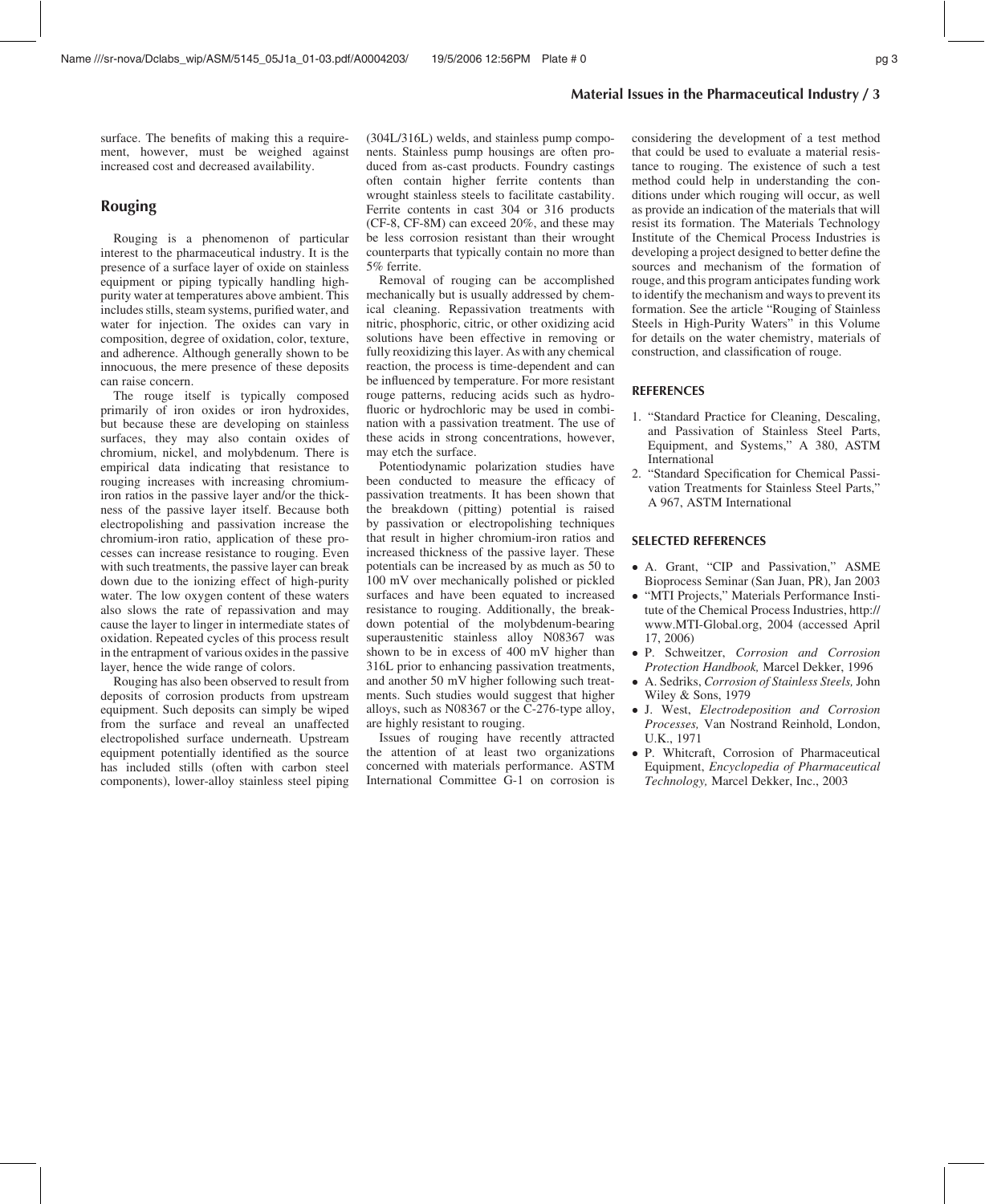surface. The benefits of making this a requirement, however, must be weighed against increased cost and decreased availability.

## Rouging

Rouging is a phenomenon of particular interest to the pharmaceutical industry. It is the presence of a surface layer of oxide on stainless equipment or piping typically handling high-purity water at temperatures above ambient. This includes stills, steam systems, purified water, and water for injection. The oxides can vary in composition, degree of oxidation, color, texture, and adherence. Although generally shown to be innocuous, the mere presence of these deposits can raise concern.

The rouge itself is typically composed primarily of iron oxides or iron hydroxides, but because these are developing on stainless surfaces, they may also contain oxides of chromium, nickel, and molybdenum. There is empirical data indicating that resistance to rouging increases with increasing chromium-iron ratios in the passive layer and/or the thickness of the passive layer itself. Because both electropolishing and passivation increase the chromium-iron ratio, application of these processes can increase resistance to rouging. Even with such treatments, the passive layer can break down due to the ionizing effect of high-purity water. The low oxygen content of these waters also slows the rate of repassivation and may cause the layer to linger in intermediate states of oxidation. Repeated cycles of this process result in the entrapment of various oxides in the passive layer, hence the wide range of colors.

Rouging has also been observed to result from deposits of corrosion products from upstream equipment. Such deposits can simply be wiped from the surface and reveal an unaffected electropolished surface underneath. Upstream equipment potentially identified as the source has included stills (often with carbon steel components), lower-alloy stainless steel piping (304L/316L) welds, and stainless pump components. Stainless pump housings are often produced from as-cast products. Foundry castings often contain higher ferrite contents than wrought stainless steels to facilitate castability. Ferrite contents in cast 304 or 316 products (CF-8, CF-8M) can exceed 20%, and these may be less corrosion resistant than their wrought counterparts that typically contain no more than 5% ferrite.

Removal of rouging can be accomplished mechanically but is usually addressed by chemical cleaning. Repassivation treatments with nitric, phosphoric, citric, or other oxidizing acid solutions have been effective in removing or fully reoxidizing this layer. As with any chemical reaction, the process is time-dependent and can be influenced by temperature. For more resistant rouge patterns, reducing acids such as hydrofluoric or hydrochloric may be used in combination with a passivation treatment. The use of these acids in strong concentrations, however, may etch the surface.

Potentiodynamic polarization studies have been conducted to measure the efficacy of passivation treatments. It has been shown that the breakdown (pitting) potential is raised by passivation or electropolishing techniques that result in higher chromium-iron ratios and increased thickness of the passive layer. These potentials can be increased by as much as 50 to 100 mV over mechanically polished or pickled surfaces and have been equated to increased resistance to rouging. Additionally, the breakdown potential of the molybdenum-bearing superaustenitic stainless alloy N08367 was shown to be in excess of 400 mV higher than 316L prior to enhancing passivation treatments, and another 50 mV higher following such treatments. Such studies would suggest that higher alloys, such as N08367 or the C-276-type alloy, are highly resistant to rouging.

Issues of rouging have recently attracted the attention of at least two organizations concerned with materials performance. ASTM International Committee G-1 on corrosion is considering the development of a test method that could be used to evaluate a material resistance to rouging. The existence of such a test method could help in understanding the conditions under which rouging will occur, as well as provide an indication of the materials that will resist its formation. The Materials Technology Institute of the Chemical Process Industries is developing a project designed to better define the sources and mechanism of the formation of rouge, and this program anticipates funding work to identify the mechanism and ways to prevent its formation. See the article "Rouging of Stainless Steels in High-Purity Waters" in this Volume for details on the water chemistry, materials of construction, and classification of rouge.

### REFERENCES

1. "Standard Practice for Cleaning, Descaling, and Passivation of Stainless Steel Parts, Equipment, and Systems," A 380, ASTM International
2. "Standard Specification for Chemical Passivation Treatments for Stainless Steel Parts," A 967, ASTM International

### SELECTED REFERENCES

- A. Grant, "CIP and Passivation," ASME Bioprocess Seminar (San Juan, PR), Jan 2003
- "MTI Projects," Materials Performance Institute of the Chemical Process Industries, http://www.MTI-Global.org, 2004 (accessed April 17, 2006)
- P. Schweitzer, *Corrosion and Corrosion Protection Handbook,* Marcel Dekker, 1996
- A. Sedriks, *Corrosion of Stainless Steels,* John Wiley & Sons, 1979
- J. West, *Electrodeposition and Corrosion Processes,* Van Nostrand Reinhold, London, U.K., 1971
- P. Whitcraft, Corrosion of Pharmaceutical Equipment, *Encyclopedia of Pharmaceutical Technology,* Marcel Dekker, Inc., 2003